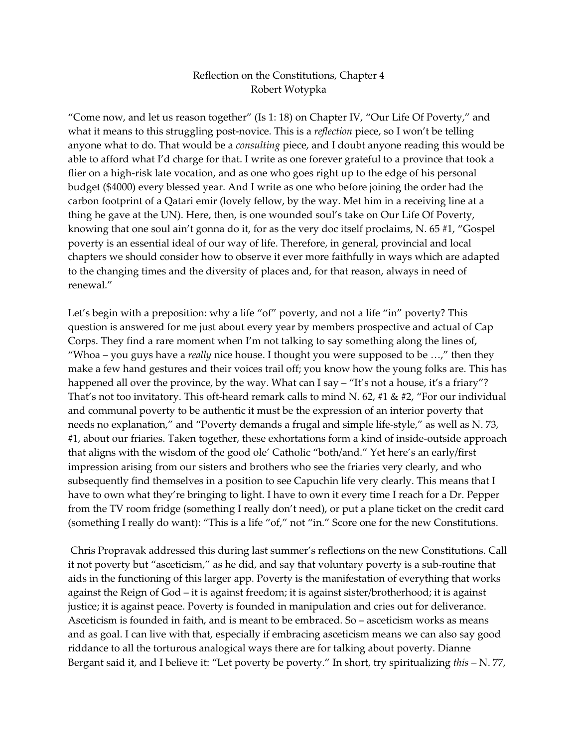Reflection on the Constitutions, Chapter 4
Robert Wotypka

"Come now, and let us reason together" (Is 1: 18) on Chapter IV, "Our Life Of Poverty," and what it means to this struggling post-novice. This is a *reflection* piece, so I won't be telling anyone what to do. That would be a *consulting* piece, and I doubt anyone reading this would be able to afford what I'd charge for that. I write as one forever grateful to a province that took a flier on a high-risk late vocation, and as one who goes right up to the edge of his personal budget ($4000) every blessed year. And I write as one who before joining the order had the carbon footprint of a Qatari emir (lovely fellow, by the way. Met him in a receiving line at a thing he gave at the UN). Here, then, is one wounded soul's take on Our Life Of Poverty, knowing that one soul ain't gonna do it, for as the very doc itself proclaims, N. 65 #1, "Gospel poverty is an essential ideal of our way of life. Therefore, in general, provincial and local chapters we should consider how to observe it ever more faithfully in ways which are adapted to the changing times and the diversity of places and, for that reason, always in need of renewal."

Let's begin with a preposition: why a life "of" poverty, and not a life "in" poverty? This question is answered for me just about every year by members prospective and actual of Cap Corps. They find a rare moment when I'm not talking to say something along the lines of, "Whoa – you guys have a *really* nice house. I thought you were supposed to be …," then they make a few hand gestures and their voices trail off; you know how the young folks are. This has happened all over the province, by the way. What can I say – "It's not a house, it's a friary"? That's not too invitatory. This oft-heard remark calls to mind N. 62, #1 & #2, "For our individual and communal poverty to be authentic it must be the expression of an interior poverty that needs no explanation," and "Poverty demands a frugal and simple life-style," as well as N. 73, #1, about our friaries. Taken together, these exhortations form a kind of inside-outside approach that aligns with the wisdom of the good ole' Catholic "both/and." Yet here's an early/first impression arising from our sisters and brothers who see the friaries very clearly, and who subsequently find themselves in a position to see Capuchin life very clearly. This means that I have to own what they're bringing to light. I have to own it every time I reach for a Dr. Pepper from the TV room fridge (something I really don't need), or put a plane ticket on the credit card (something I really do want): "This is a life "of," not "in." Score one for the new Constitutions.

Chris Propravak addressed this during last summer's reflections on the new Constitutions. Call it not poverty but "asceticism," as he did, and say that voluntary poverty is a sub-routine that aids in the functioning of this larger app. Poverty is the manifestation of everything that works against the Reign of God – it is against freedom; it is against sister/brotherhood; it is against justice; it is against peace. Poverty is founded in manipulation and cries out for deliverance. Asceticism is founded in faith, and is meant to be embraced. So – asceticism works as means and as goal. I can live with that, especially if embracing asceticism means we can also say good riddance to all the torturous analogical ways there are for talking about poverty. Dianne Bergant said it, and I believe it: "Let poverty be poverty." In short, try spiritualizing *this* – N. 77,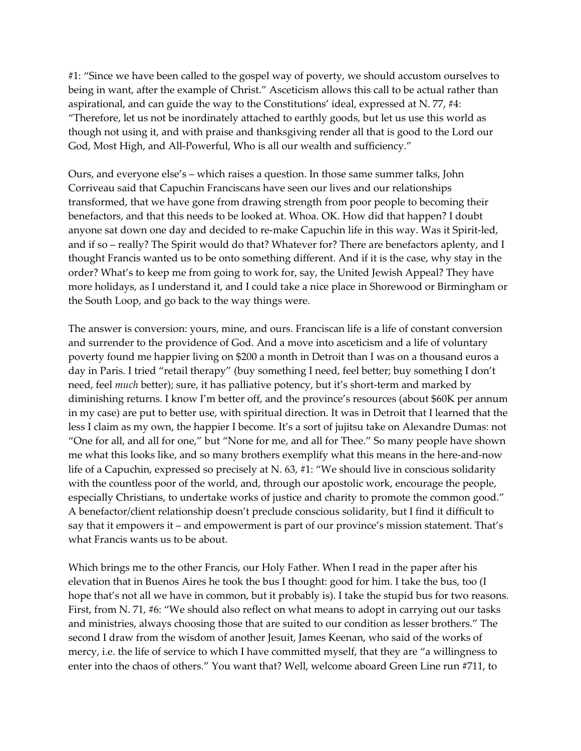#1: "Since we have been called to the gospel way of poverty, we should accustom ourselves to being in want, after the example of Christ." Asceticism allows this call to be actual rather than aspirational, and can guide the way to the Constitutions' ideal, expressed at N. 77, #4: "Therefore, let us not be inordinately attached to earthly goods, but let us use this world as though not using it, and with praise and thanksgiving render all that is good to the Lord our God, Most High, and All-Powerful, Who is all our wealth and sufficiency."

Ours, and everyone else's – which raises a question. In those same summer talks, John Corriveau said that Capuchin Franciscans have seen our lives and our relationships transformed, that we have gone from drawing strength from poor people to becoming their benefactors, and that this needs to be looked at. Whoa. OK. How did that happen? I doubt anyone sat down one day and decided to re-make Capuchin life in this way. Was it Spirit-led, and if so – really? The Spirit would do that? Whatever for? There are benefactors aplenty, and I thought Francis wanted us to be onto something different. And if it is the case, why stay in the order? What's to keep me from going to work for, say, the United Jewish Appeal? They have more holidays, as I understand it, and I could take a nice place in Shorewood or Birmingham or the South Loop, and go back to the way things were.

The answer is conversion: yours, mine, and ours. Franciscan life is a life of constant conversion and surrender to the providence of God. And a move into asceticism and a life of voluntary poverty found me happier living on $200 a month in Detroit than I was on a thousand euros a day in Paris. I tried "retail therapy" (buy something I need, feel better; buy something I don't need, feel *much* better); sure, it has palliative potency, but it's short-term and marked by diminishing returns. I know I'm better off, and the province's resources (about $60K per annum in my case) are put to better use, with spiritual direction. It was in Detroit that I learned that the less I claim as my own, the happier I become. It's a sort of jujitsu take on Alexandre Dumas: not "One for all, and all for one," but "None for me, and all for Thee." So many people have shown me what this looks like, and so many brothers exemplify what this means in the here-and-now life of a Capuchin, expressed so precisely at N. 63, #1: "We should live in conscious solidarity with the countless poor of the world, and, through our apostolic work, encourage the people, especially Christians, to undertake works of justice and charity to promote the common good." A benefactor/client relationship doesn't preclude conscious solidarity, but I find it difficult to say that it empowers it – and empowerment is part of our province's mission statement. That's what Francis wants us to be about.

Which brings me to the other Francis, our Holy Father. When I read in the paper after his elevation that in Buenos Aires he took the bus I thought: good for him. I take the bus, too (I hope that's not all we have in common, but it probably is). I take the stupid bus for two reasons. First, from N. 71, #6: "We should also reflect on what means to adopt in carrying out our tasks and ministries, always choosing those that are suited to our condition as lesser brothers." The second I draw from the wisdom of another Jesuit, James Keenan, who said of the works of mercy, i.e. the life of service to which I have committed myself, that they are "a willingness to enter into the chaos of others." You want that? Well, welcome aboard Green Line run #711, to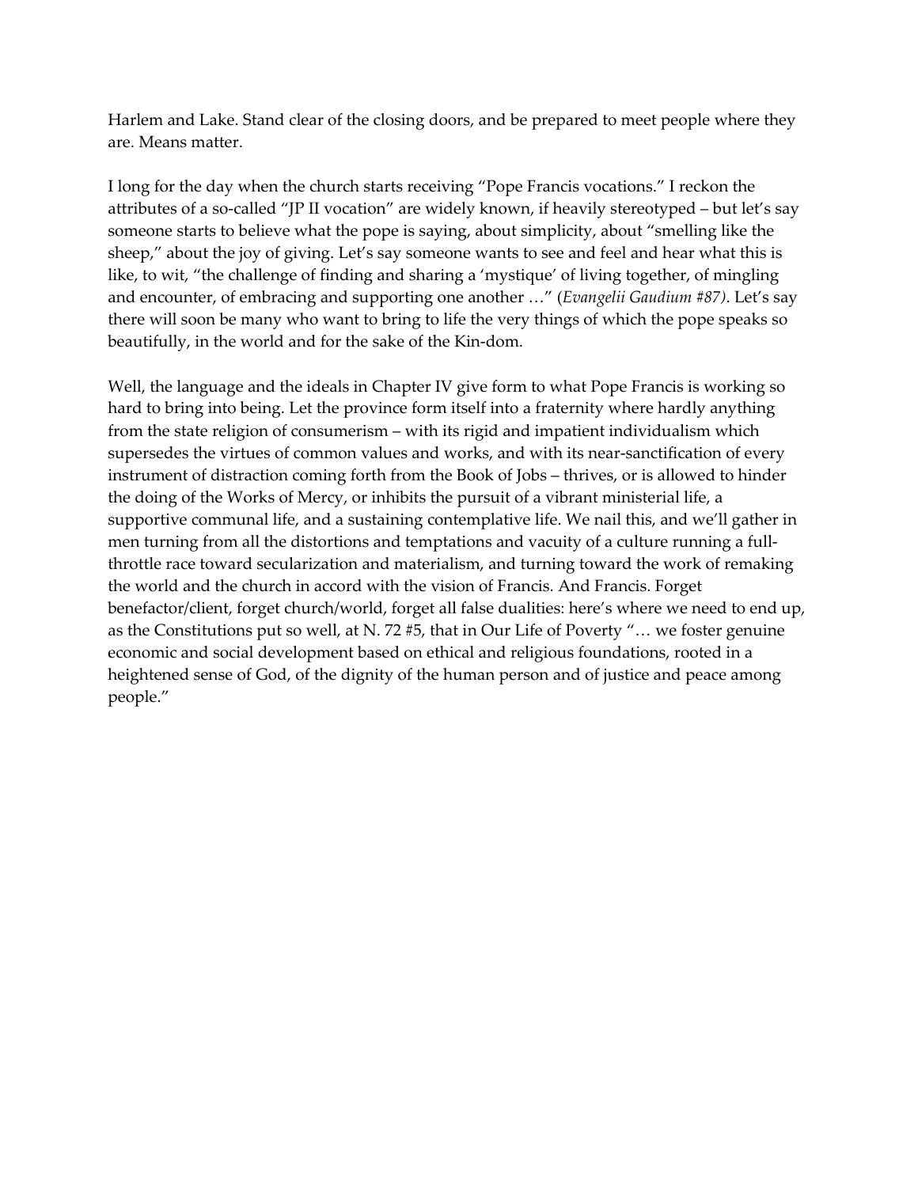Harlem and Lake. Stand clear of the closing doors, and be prepared to meet people where they are. Means matter.

I long for the day when the church starts receiving "Pope Francis vocations." I reckon the attributes of a so-called "JP II vocation" are widely known, if heavily stereotyped – but let's say someone starts to believe what the pope is saying, about simplicity, about "smelling like the sheep," about the joy of giving. Let's say someone wants to see and feel and hear what this is like, to wit, "the challenge of finding and sharing a 'mystique' of living together, of mingling and encounter, of embracing and supporting one another …" (*Evangelii Gaudium #87)*. Let's say there will soon be many who want to bring to life the very things of which the pope speaks so beautifully, in the world and for the sake of the Kin-dom.

Well, the language and the ideals in Chapter IV give form to what Pope Francis is working so hard to bring into being. Let the province form itself into a fraternity where hardly anything from the state religion of consumerism – with its rigid and impatient individualism which supersedes the virtues of common values and works, and with its near-sanctification of every instrument of distraction coming forth from the Book of Jobs – thrives, or is allowed to hinder the doing of the Works of Mercy, or inhibits the pursuit of a vibrant ministerial life, a supportive communal life, and a sustaining contemplative life. We nail this, and we'll gather in men turning from all the distortions and temptations and vacuity of a culture running a full-throttle race toward secularization and materialism, and turning toward the work of remaking the world and the church in accord with the vision of Francis. And Francis. Forget benefactor/client, forget church/world, forget all false dualities: here's where we need to end up, as the Constitutions put so well, at N. 72 #5, that in Our Life of Poverty "… we foster genuine economic and social development based on ethical and religious foundations, rooted in a heightened sense of God, of the dignity of the human person and of justice and peace among people."